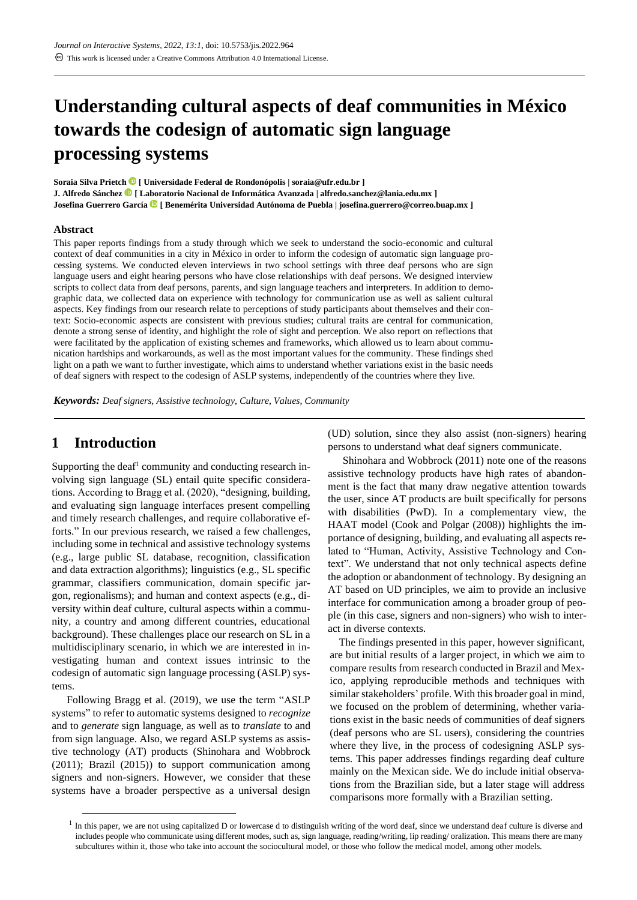# Understanding cultural aspects of deaf communities in México towards the codesign of automatic sign language processing systems

**Soraia Silva Prietch [ Universidade Federal de Rondonópolis | soraia@ufr.edu.br ]**
**J. Alfredo Sánchez [ Laboratorio Nacional de Informática Avanzada | alfredo.sanchez@lania.edu.mx ]**
**Josefina Guerrero García [ Benemérita Universidad Autónoma de Puebla | josefina.guerrero@correo.buap.mx ]**

### Abstract

This paper reports findings from a study through which we seek to understand the socio-economic and cultural context of deaf communities in a city in México in order to inform the codesign of automatic sign language processing systems. We conducted eleven interviews in two school settings with three deaf persons who are sign language users and eight hearing persons who have close relationships with deaf persons. We designed interview scripts to collect data from deaf persons, parents, and sign language teachers and interpreters. In addition to demographic data, we collected data on experience with technology for communication use as well as salient cultural aspects. Key findings from our research relate to perceptions of study participants about themselves and their context: Socio-economic aspects are consistent with previous studies; cultural traits are central for communication, denote a strong sense of identity, and highlight the role of sight and perception. We also report on reflections that were facilitated by the application of existing schemes and frameworks, which allowed us to learn about communication hardships and workarounds, as well as the most important values for the community. These findings shed light on a path we want to further investigate, which aims to understand whether variations exist in the basic needs of deaf signers with respect to the codesign of ASLP systems, independently of the countries where they live.

***Keywords:*** *Deaf signers, Assistive technology, Culture, Values, Community*

## 1 Introduction

Supporting the deaf[1] community and conducting research involving sign language (SL) entail quite specific considerations. According to Bragg et al. (2020), "designing, building, and evaluating sign language interfaces present compelling and timely research challenges, and require collaborative efforts." In our previous research, we raised a few challenges, including some in technical and assistive technology systems (e.g., large public SL database, recognition, classification and data extraction algorithms); linguistics (e.g., SL specific grammar, classifiers communication, domain specific jargon, regionalisms); and human and context aspects (e.g., diversity within deaf culture, cultural aspects within a community, a country and among different countries, educational background). These challenges place our research on SL in a multidisciplinary scenario, in which we are interested in investigating human and context issues intrinsic to the codesign of automatic sign language processing (ASLP) systems.

Following Bragg et al. (2019), we use the term "ASLP systems" to refer to automatic systems designed to *recognize* and to *generate* sign language, as well as to *translate* to and from sign language. Also, we regard ASLP systems as assistive technology (AT) products (Shinohara and Wobbrock (2011); Brazil (2015)) to support communication among signers and non-signers. However, we consider that these systems have a broader perspective as a universal design (UD) solution, since they also assist (non-signers) hearing persons to understand what deaf signers communicate.

Shinohara and Wobbrock (2011) note one of the reasons assistive technology products have high rates of abandonment is the fact that many draw negative attention towards the user, since AT products are built specifically for persons with disabilities (PwD). In a complementary view, the HAAT model (Cook and Polgar (2008)) highlights the importance of designing, building, and evaluating all aspects related to "Human, Activity, Assistive Technology and Context". We understand that not only technical aspects define the adoption or abandonment of technology. By designing an AT based on UD principles, we aim to provide an inclusive interface for communication among a broader group of people (in this case, signers and non-signers) who wish to interact in diverse contexts.

The findings presented in this paper, however significant, are but initial results of a larger project, in which we aim to compare results from research conducted in Brazil and Mexico, applying reproducible methods and techniques with similar stakeholders' profile. With this broader goal in mind, we focused on the problem of determining, whether variations exist in the basic needs of communities of deaf signers (deaf persons who are SL users), considering the countries where they live, in the process of codesigning ASLP systems. This paper addresses findings regarding deaf culture mainly on the Mexican side. We do include initial observations from the Brazilian side, but a later stage will address comparisons more formally with a Brazilian setting.

[1] In this paper, we are not using capitalized D or lowercase d to distinguish writing of the word deaf, since we understand deaf culture is diverse and includes people who communicate using different modes, such as, sign language, reading/writing, lip reading/ oralization. This means there are many subcultures within it, those who take into account the sociocultural model, or those who follow the medical model, among other models.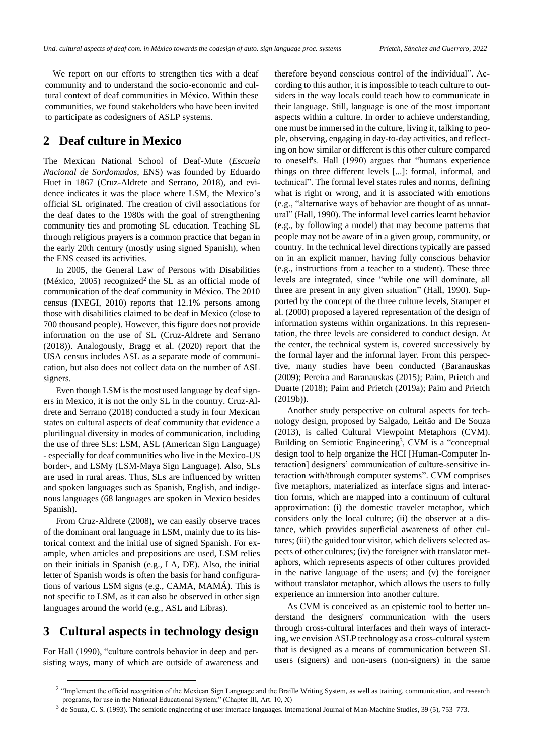We report on our efforts to strengthen ties with a deaf community and to understand the socio-economic and cultural context of deaf communities in México. Within these communities, we found stakeholders who have been invited to participate as codesigners of ASLP systems.

## 2 Deaf culture in Mexico

The Mexican National School of Deaf-Mute (*Escuela Nacional de Sordomudos*, ENS) was founded by Eduardo Huet in 1867 (Cruz-Aldrete and Serrano, 2018), and evidence indicates it was the place where LSM, the Mexico's official SL originated. The creation of civil associations for the deaf dates to the 1980s with the goal of strengthening community ties and promoting SL education. Teaching SL through religious prayers is a common practice that began in the early 20th century (mostly using signed Spanish), when the ENS ceased its activities.

In 2005, the General Law of Persons with Disabilities (México, 2005) recognized[2] the SL as an official mode of communication of the deaf community in México. The 2010 census (INEGI, 2010) reports that 12.1% persons among those with disabilities claimed to be deaf in Mexico (close to 700 thousand people). However, this figure does not provide information on the use of SL (Cruz-Aldrete and Serrano (2018)). Analogously, Bragg et al. (2020) report that the USA census includes ASL as a separate mode of communication, but also does not collect data on the number of ASL signers.

Even though LSM is the most used language by deaf signers in Mexico, it is not the only SL in the country. Cruz-Aldrete and Serrano (2018) conducted a study in four Mexican states on cultural aspects of deaf community that evidence a plurilingual diversity in modes of communication, including the use of three SLs: LSM, ASL (American Sign Language) - especially for deaf communities who live in the Mexico-US border-, and LSMy (LSM-Maya Sign Language). Also, SLs are used in rural areas. Thus, SLs are influenced by written and spoken languages such as Spanish, English, and indigenous languages (68 languages are spoken in Mexico besides Spanish).

From Cruz-Aldrete (2008), we can easily observe traces of the dominant oral language in LSM, mainly due to its historical context and the initial use of signed Spanish. For example, when articles and prepositions are used, LSM relies on their initials in Spanish (e.g., LA, DE). Also, the initial letter of Spanish words is often the basis for hand configurations of various LSM signs (e.g., CAMA, MAMÁ). This is not specific to LSM, as it can also be observed in other sign languages around the world (e.g., ASL and Libras).

## 3 Cultural aspects in technology design

For Hall (1990), "culture controls behavior in deep and persisting ways, many of which are outside of awareness and therefore beyond conscious control of the individual". According to this author, it is impossible to teach culture to outsiders in the way locals could teach how to communicate in their language. Still, language is one of the most important aspects within a culture. In order to achieve understanding, one must be immersed in the culture, living it, talking to people, observing, engaging in day-to-day activities, and reflecting on how similar or different is this other culture compared to oneself's. Hall (1990) argues that "humans experience things on three different levels [...]: formal, informal, and technical". The formal level states rules and norms, defining what is right or wrong, and it is associated with emotions (e.g., "alternative ways of behavior are thought of as unnatural" (Hall, 1990). The informal level carries learnt behavior (e.g., by following a model) that may become patterns that people may not be aware of in a given group, community, or country. In the technical level directions typically are passed on in an explicit manner, having fully conscious behavior (e.g., instructions from a teacher to a student). These three levels are integrated, since "while one will dominate, all three are present in any given situation" (Hall, 1990). Supported by the concept of the three culture levels, Stamper et al. (2000) proposed a layered representation of the design of information systems within organizations. In this representation, the three levels are considered to conduct design. At the center, the technical system is, covered successively by the formal layer and the informal layer. From this perspective, many studies have been conducted (Baranauskas (2009); Pereira and Baranauskas (2015); Paim, Prietch and Duarte (2018); Paim and Prietch (2019a); Paim and Prietch (2019b)).

Another study perspective on cultural aspects for technology design, proposed by Salgado, Leitão and De Souza (2013), is called Cultural Viewpoint Metaphors (CVM). Building on Semiotic Engineering[3], CVM is a "conceptual design tool to help organize the HCI [Human-Computer Interaction] designers' communication of culture-sensitive interaction with/through computer systems". CVM comprises five metaphors, materialized as interface signs and interaction forms, which are mapped into a continuum of cultural approximation: (i) the domestic traveler metaphor, which considers only the local culture; (ii) the observer at a distance, which provides superficial awareness of other cultures; (iii) the guided tour visitor, which delivers selected aspects of other cultures; (iv) the foreigner with translator metaphors, which represents aspects of other cultures provided in the native language of the users; and (v) the foreigner without translator metaphor, which allows the users to fully experience an immersion into another culture.

As CVM is conceived as an epistemic tool to better understand the designers' communication with the users through cross-cultural interfaces and their ways of interacting, we envision ASLP technology as a cross-cultural system that is designed as a means of communication between SL users (signers) and non-users (non-signers) in the same

[2] "Implement the official recognition of the Mexican Sign Language and the Braille Writing System, as well as training, communication, and research programs, for use in the National Educational System;" (Chapter III, Art. 10, X)

[3] de Souza, C. S. (1993). The semiotic engineering of user interface languages. International Journal of Man-Machine Studies, 39 (5), 753–773.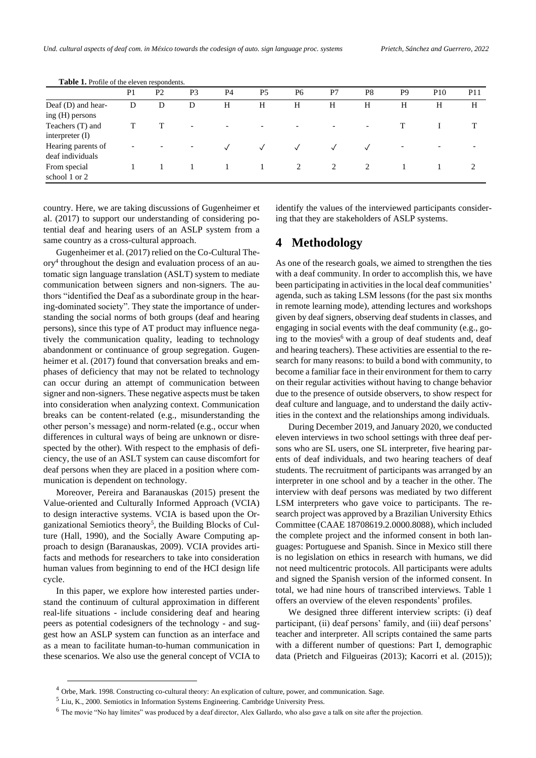**Table 1.** Profile of the eleven respondents.

| | P1 | P2 | P3 | P4 | P5 | P6 | P7 | P8 | P9 | P10 | P11 |
|---|---|---|---|---|---|---|---|---|---|---|---|
| Deaf (D) and hearing (H) persons | D | D | D | H | H | H | H | H | H | H | H |
| Teachers (T) and interpreter (I) | T | T | - | - | - | - | - | - | T | I | T |
| Hearing parents of deaf individuals | - | - | - | ✓ | ✓ | ✓ | ✓ | ✓ | - | - | - |
| From special school 1 or 2 | 1 | 1 | 1 | 1 | 1 | 2 | 2 | 2 | 1 | 1 | 2 |

country. Here, we are taking discussions of Gugenheimer et al. (2017) to support our understanding of considering potential deaf and hearing users of an ASLP system from a same country as a cross-cultural approach.

Gugenheimer et al. (2017) relied on the Co-Cultural Theory[4] throughout the design and evaluation process of an automatic sign language translation (ASLT) system to mediate communication between signers and non-signers. The authors "identified the Deaf as a subordinate group in the hearing-dominated society". They state the importance of understanding the social norms of both groups (deaf and hearing persons), since this type of AT product may influence negatively the communication quality, leading to technology abandonment or continuance of group segregation. Gugenheimer et al. (2017) found that conversation breaks and emphases of deficiency that may not be related to technology can occur during an attempt of communication between signer and non-signers. These negative aspects must be taken into consideration when analyzing context. Communication breaks can be content-related (e.g., misunderstanding the other person's message) and norm-related (e.g., occur when differences in cultural ways of being are unknown or disrespected by the other). With respect to the emphasis of deficiency, the use of an ASLT system can cause discomfort for deaf persons when they are placed in a position where communication is dependent on technology.

Moreover, Pereira and Baranauskas (2015) present the Value-oriented and Culturally Informed Approach (VCIA) to design interactive systems. VCIA is based upon the Organizational Semiotics theory[5], the Building Blocks of Culture (Hall, 1990), and the Socially Aware Computing approach to design (Baranauskas, 2009). VCIA provides artifacts and methods for researchers to take into consideration human values from beginning to end of the HCI design life cycle.

In this paper, we explore how interested parties understand the continuum of cultural approximation in different real-life situations - include considering deaf and hearing peers as potential codesigners of the technology - and suggest how an ASLP system can function as an interface and as a mean to facilitate human-to-human communication in these scenarios. We also use the general concept of VCIA to identify the values of the interviewed participants considering that they are stakeholders of ASLP systems.

# 4 Methodology

As one of the research goals, we aimed to strengthen the ties with a deaf community. In order to accomplish this, we have been participating in activities in the local deaf communities' agenda, such as taking LSM lessons (for the past six months in remote learning mode), attending lectures and workshops given by deaf signers, observing deaf students in classes, and engaging in social events with the deaf community (e.g., going to the movies[6] with a group of deaf students and, deaf and hearing teachers). These activities are essential to the research for many reasons: to build a bond with community, to become a familiar face in their environment for them to carry on their regular activities without having to change behavior due to the presence of outside observers, to show respect for deaf culture and language, and to understand the daily activities in the context and the relationships among individuals.

During December 2019, and January 2020, we conducted eleven interviews in two school settings with three deaf persons who are SL users, one SL interpreter, five hearing parents of deaf individuals, and two hearing teachers of deaf students. The recruitment of participants was arranged by an interpreter in one school and by a teacher in the other. The interview with deaf persons was mediated by two different LSM interpreters who gave voice to participants. The research project was approved by a Brazilian University Ethics Committee (CAAE 18708619.2.0000.8088), which included the complete project and the informed consent in both languages: Portuguese and Spanish. Since in Mexico still there is no legislation on ethics in research with humans, we did not need multicentric protocols. All participants were adults and signed the Spanish version of the informed consent. In total, we had nine hours of transcribed interviews. Table 1 offers an overview of the eleven respondents' profiles.

We designed three different interview scripts: (i) deaf participant, (ii) deaf persons' family, and (iii) deaf persons' teacher and interpreter. All scripts contained the same parts with a different number of questions: Part I, demographic data (Prietch and Filgueiras (2013); Kacorri et al. (2015));

[4] Orbe, Mark. 1998. Constructing co-cultural theory: An explication of culture, power, and communication. Sage.

[5] Liu, K., 2000. Semiotics in Information Systems Engineering. Cambridge University Press.

[6] The movie "No hay límites" was produced by a deaf director, Alex Gallardo, who also gave a talk on site after the projection.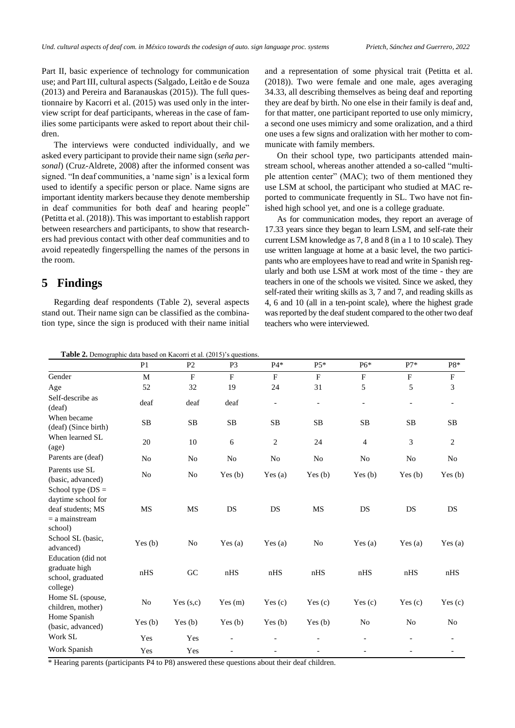Part II, basic experience of technology for communication use; and Part III, cultural aspects (Salgado, Leitão e de Souza (2013) and Pereira and Baranauskas (2015)). The full questionnaire by Kacorri et al. (2015) was used only in the interview script for deaf participants, whereas in the case of families some participants were asked to report about their children.

The interviews were conducted individually, and we asked every participant to provide their name sign (*seña personal*) (Cruz-Aldrete, 2008) after the informed consent was signed. "In deaf communities, a 'name sign' is a lexical form used to identify a specific person or place. Name signs are important identity markers because they denote membership in deaf communities for both deaf and hearing people" (Petitta et al. (2018)). This was important to establish rapport between researchers and participants, to show that researchers had previous contact with other deaf communities and to avoid repeatedly fingerspelling the names of the persons in the room.

# 5 Findings

Regarding deaf respondents (Table 2), several aspects stand out. Their name sign can be classified as the combination type, since the sign is produced with their name initial and a representation of some physical trait (Petitta et al. (2018)). Two were female and one male, ages averaging 34.33, all describing themselves as being deaf and reporting they are deaf by birth. No one else in their family is deaf and, for that matter, one participant reported to use only mimicry, a second one uses mimicry and some oralization, and a third one uses a few signs and oralization with her mother to communicate with family members.

On their school type, two participants attended mainstream school, whereas another attended a so-called "multiple attention center" (MAC); two of them mentioned they use LSM at school, the participant who studied at MAC reported to communicate frequently in SL. Two have not finished high school yet, and one is a college graduate.

As for communication modes, they report an average of 17.33 years since they began to learn LSM, and self-rate their current LSM knowledge as 7, 8 and 8 (in a 1 to 10 scale). They use written language at home at a basic level, the two participants who are employees have to read and write in Spanish regularly and both use LSM at work most of the time - they are teachers in one of the schools we visited. Since we asked, they self-rated their writing skills as 3, 7 and 7, and reading skills as 4, 6 and 10 (all in a ten-point scale), where the highest grade was reported by the deaf student compared to the other two deaf teachers who were interviewed.

**Table 2.** Demographic data based on Kacorri et al. (2015)'s questions.

| | P1 | P2 | P3 | P4* | P5* | P6* | P7* | P8* |
|---|---|---|---|---|---|---|---|---|
| Gender | M | F | F | F | F | F | F | F |
| Age | 52 | 32 | 19 | 24 | 31 | 5 | 5 | 3 |
| Self-describe as (deaf) | deaf | deaf | deaf | - | - | - | - | - |
| When became (deaf) (Since birth) | SB | SB | SB | SB | SB | SB | SB | SB |
| When learned SL (age) | 20 | 10 | 6 | 2 | 24 | 4 | 3 | 2 |
| Parents are (deaf) | No | No | No | No | No | No | No | No |
| Parents use SL (basic, advanced) | No | No | Yes (b) | Yes (a) | Yes (b) | Yes (b) | Yes (b) | Yes (b) |
| School type (DS = daytime school for deaf students; MS = a mainstream school) | MS | MS | DS | DS | MS | DS | DS | DS |
| School SL (basic, advanced) | Yes (b) | No | Yes (a) | Yes (a) | No | Yes (a) | Yes (a) | Yes (a) |
| Education (did not graduate high school, graduated college) | nHS | GC | nHS | nHS | nHS | nHS | nHS | nHS |
| Home SL (spouse, children, mother) | No | Yes (s,c) | Yes (m) | Yes (c) | Yes (c) | Yes (c) | Yes (c) | Yes (c) |
| Home Spanish (basic, advanced) | Yes (b) | Yes (b) | Yes (b) | Yes (b) | Yes (b) | No | No | No |
| Work SL | Yes | Yes | - | - | - | - | - | - |
| Work Spanish | Yes | Yes | - | - | - | - | - | - |

\* Hearing parents (participants P4 to P8) answered these questions about their deaf children.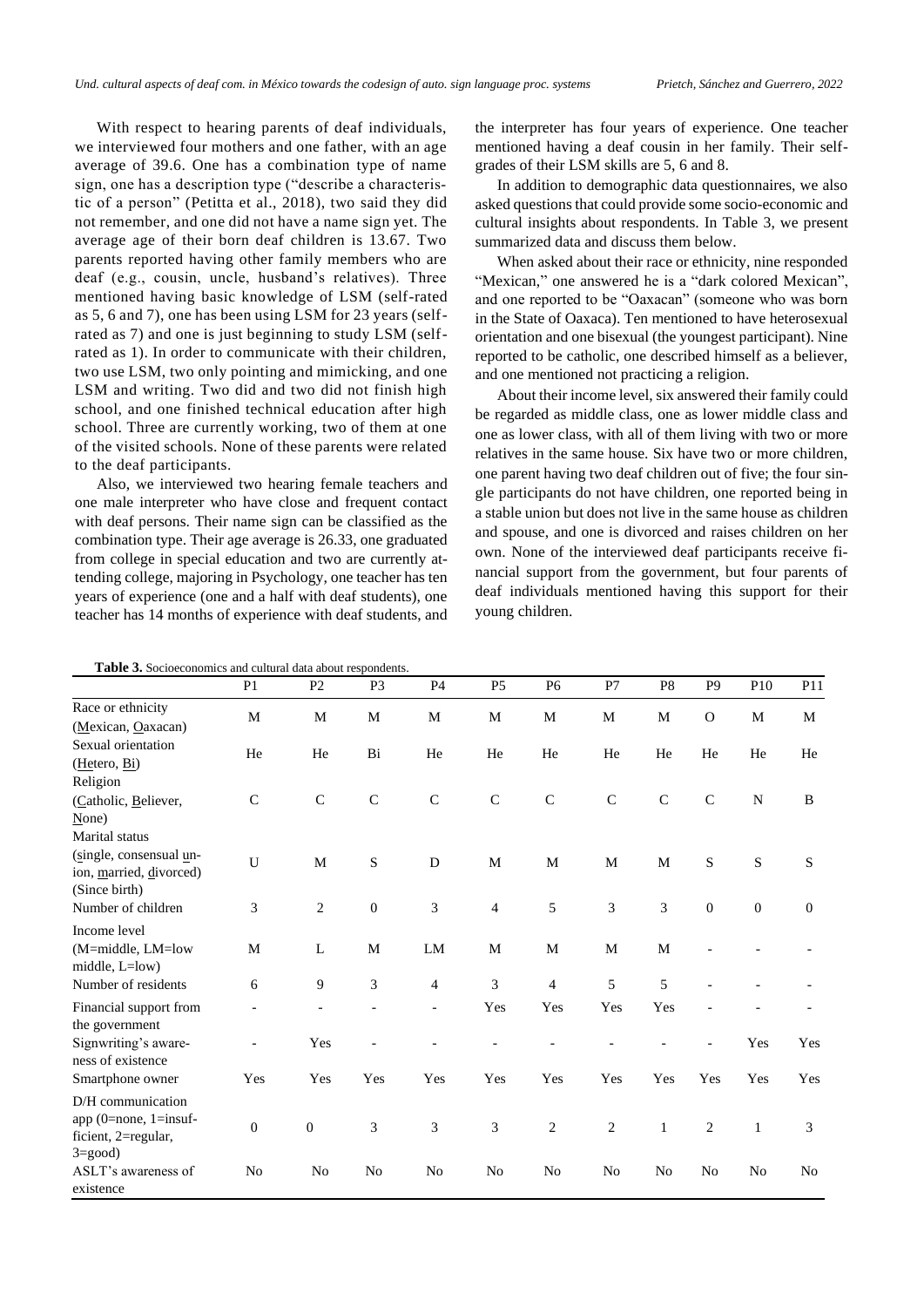With respect to hearing parents of deaf individuals, we interviewed four mothers and one father, with an age average of 39.6. One has a combination type of name sign, one has a description type ("describe a characteristic of a person" (Petitta et al., 2018), two said they did not remember, and one did not have a name sign yet. The average age of their born deaf children is 13.67. Two parents reported having other family members who are deaf (e.g., cousin, uncle, husband's relatives). Three mentioned having basic knowledge of LSM (self-rated as 5, 6 and 7), one has been using LSM for 23 years (self-rated as 7) and one is just beginning to study LSM (self-rated as 1). In order to communicate with their children, two use LSM, two only pointing and mimicking, and one LSM and writing. Two did and two did not finish high school, and one finished technical education after high school. Three are currently working, two of them at one of the visited schools. None of these parents were related to the deaf participants.

Also, we interviewed two hearing female teachers and one male interpreter who have close and frequent contact with deaf persons. Their name sign can be classified as the combination type. Their age average is 26.33, one graduated from college in special education and two are currently attending college, majoring in Psychology, one teacher has ten years of experience (one and a half with deaf students), one teacher has 14 months of experience with deaf students, and the interpreter has four years of experience. One teacher mentioned having a deaf cousin in her family. Their self-grades of their LSM skills are 5, 6 and 8.

In addition to demographic data questionnaires, we also asked questions that could provide some socio-economic and cultural insights about respondents. In Table 3, we present summarized data and discuss them below.

When asked about their race or ethnicity, nine responded "Mexican," one answered he is a "dark colored Mexican", and one reported to be "Oaxacan" (someone who was born in the State of Oaxaca). Ten mentioned to have heterosexual orientation and one bisexual (the youngest participant). Nine reported to be catholic, one described himself as a believer, and one mentioned not practicing a religion.

About their income level, six answered their family could be regarded as middle class, one as lower middle class and one as lower class, with all of them living with two or more relatives in the same house. Six have two or more children, one parent having two deaf children out of five; the four single participants do not have children, one reported being in a stable union but does not live in the same house as children and spouse, and one is divorced and raises children on her own. None of the interviewed deaf participants receive financial support from the government, but four parents of deaf individuals mentioned having this support for their young children.

**Table 3.** Socioeconomics and cultural data about respondents.

| | P1 | P2 | P3 | P4 | P5 | P6 | P7 | P8 | P9 | P10 | P11 |
|---|---|---|---|---|---|---|---|---|---|---|---|
| Race or ethnicity (Mexican, Oaxacan) | M | M | M | M | M | M | M | M | O | M | M |
| Sexual orientation (Hetero, Bi) | He | He | Bi | He | He | He | He | He | He | He | He |
| Religion (Catholic, Believer, None) | C | C | C | C | C | C | C | C | C | N | B |
| Marital status (single, consensual union, married, divorced) (Since birth) | U | M | S | D | M | M | M | M | S | S | S |
| Number of children | 3 | 2 | 0 | 3 | 4 | 5 | 3 | 3 | 0 | 0 | 0 |
| Income level (M=middle, LM=low middle, L=low) | M | L | M | LM | M | M | M | M | - | - | - |
| Number of residents | 6 | 9 | 3 | 4 | 3 | 4 | 5 | 5 | - | - | - |
| Financial support from the government | - | - | - | - | Yes | Yes | Yes | Yes | - | - | - |
| Signwriting's awareness of existence | - | Yes | - | - | - | - | - | - | - | Yes | Yes |
| Smartphone owner | Yes | Yes | Yes | Yes | Yes | Yes | Yes | Yes | Yes | Yes | Yes |
| D/H communication app (0=none, 1=insufficient, 2=regular, 3=good) | 0 | 0 | 3 | 3 | 3 | 2 | 2 | 1 | 2 | 1 | 3 |
| ASLT's awareness of existence | No | No | No | No | No | No | No | No | No | No | No |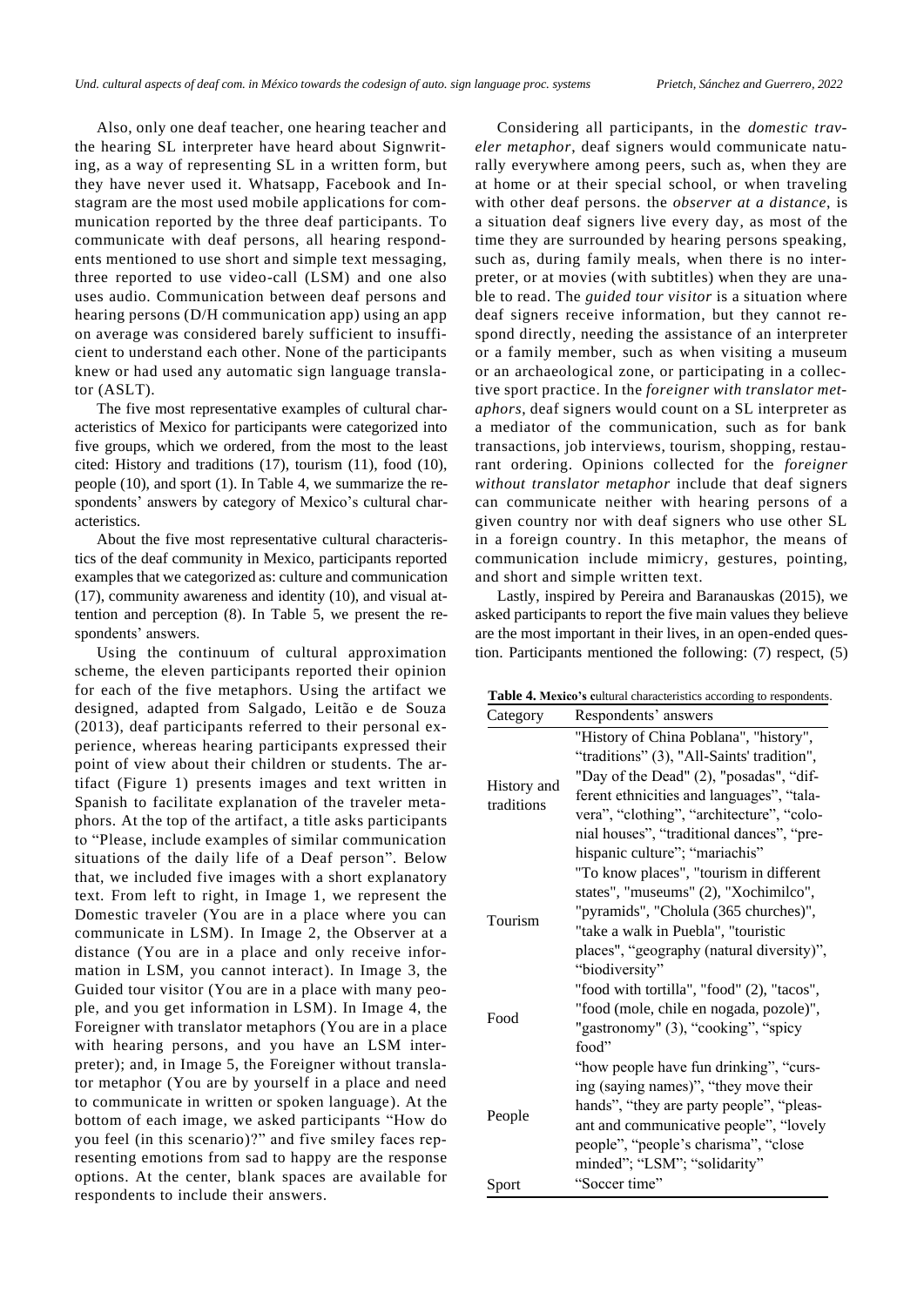Also, only one deaf teacher, one hearing teacher and the hearing SL interpreter have heard about Signwriting, as a way of representing SL in a written form, but they have never used it. Whatsapp, Facebook and Instagram are the most used mobile applications for communication reported by the three deaf participants. To communicate with deaf persons, all hearing respondents mentioned to use short and simple text messaging, three reported to use video-call (LSM) and one also uses audio. Communication between deaf persons and hearing persons (D/H communication app) using an app on average was considered barely sufficient to insufficient to understand each other. None of the participants knew or had used any automatic sign language translator (ASLT).

The five most representative examples of cultural characteristics of Mexico for participants were categorized into five groups, which we ordered, from the most to the least cited: History and traditions (17), tourism (11), food (10), people (10), and sport (1). In Table 4, we summarize the respondents' answers by category of Mexico's cultural characteristics.

About the five most representative cultural characteristics of the deaf community in Mexico, participants reported examples that we categorized as: culture and communication (17), community awareness and identity (10), and visual attention and perception (8). In Table 5, we present the respondents' answers.

Using the continuum of cultural approximation scheme, the eleven participants reported their opinion for each of the five metaphors. Using the artifact we designed, adapted from Salgado, Leitão e de Souza (2013), deaf participants referred to their personal experience, whereas hearing participants expressed their point of view about their children or students. The artifact (Figure 1) presents images and text written in Spanish to facilitate explanation of the traveler metaphors. At the top of the artifact, a title asks participants to "Please, include examples of similar communication situations of the daily life of a Deaf person". Below that, we included five images with a short explanatory text. From left to right, in Image 1, we represent the Domestic traveler (You are in a place where you can communicate in LSM). In Image 2, the Observer at a distance (You are in a place and only receive information in LSM, you cannot interact). In Image 3, the Guided tour visitor (You are in a place with many people, and you get information in LSM). In Image 4, the Foreigner with translator metaphors (You are in a place with hearing persons, and you have an LSM interpreter); and, in Image 5, the Foreigner without translator metaphor (You are by yourself in a place and need to communicate in written or spoken language). At the bottom of each image, we asked participants "How do you feel (in this scenario)?" and five smiley faces representing emotions from sad to happy are the response options. At the center, blank spaces are available for respondents to include their answers.

Considering all participants, in the *domestic traveler metaphor*, deaf signers would communicate naturally everywhere among peers, such as, when they are at home or at their special school, or when traveling with other deaf persons. the *observer at a distance*, is a situation deaf signers live every day, as most of the time they are surrounded by hearing persons speaking, such as, during family meals, when there is no interpreter, or at movies (with subtitles) when they are unable to read. The *guided tour visitor* is a situation where deaf signers receive information, but they cannot respond directly, needing the assistance of an interpreter or a family member, such as when visiting a museum or an archaeological zone, or participating in a collective sport practice. In the *foreigner with translator metaphors*, deaf signers would count on a SL interpreter as a mediator of the communication, such as for bank transactions, job interviews, tourism, shopping, restaurant ordering. Opinions collected for the *foreigner without translator metaphor* include that deaf signers can communicate neither with hearing persons of a given country nor with deaf signers who use other SL in a foreign country. In this metaphor, the means of communication include mimicry, gestures, pointing, and short and simple written text.

Lastly, inspired by Pereira and Baranauskas (2015), we asked participants to report the five main values they believe are the most important in their lives, in an open-ended question. Participants mentioned the following: (7) respect, (5)

**Table 4. Mexico's cultural characteristics according to respondents.**

| Category | Respondents' answers |
|---|---|
| History and traditions | "History of China Poblana", "history", "traditions" (3), "All-Saints' tradition", "Day of the Dead" (2), "posadas", "different ethnicities and languages", "talavera", "clothing", "architecture", "colonial houses", "traditional dances", "prehispanic culture"; "mariachis" |
| Tourism | "To know places", "tourism in different states", "museums" (2), "Xochimilco", "pyramids", "Cholula (365 churches)", "take a walk in Puebla", "touristic places", "geography (natural diversity)", "biodiversity" |
| Food | "food with tortilla", "food" (2), "tacos", "food (mole, chile en nogada, pozole)", "gastronomy" (3), "cooking", "spicy food" |
| People | "how people have fun drinking", "cursing (saying names)", "they move their hands", "they are party people", "pleasant and communicative people", "lovely people", "people's charisma", "close minded"; "LSM"; "solidarity" |
| Sport | "Soccer time" |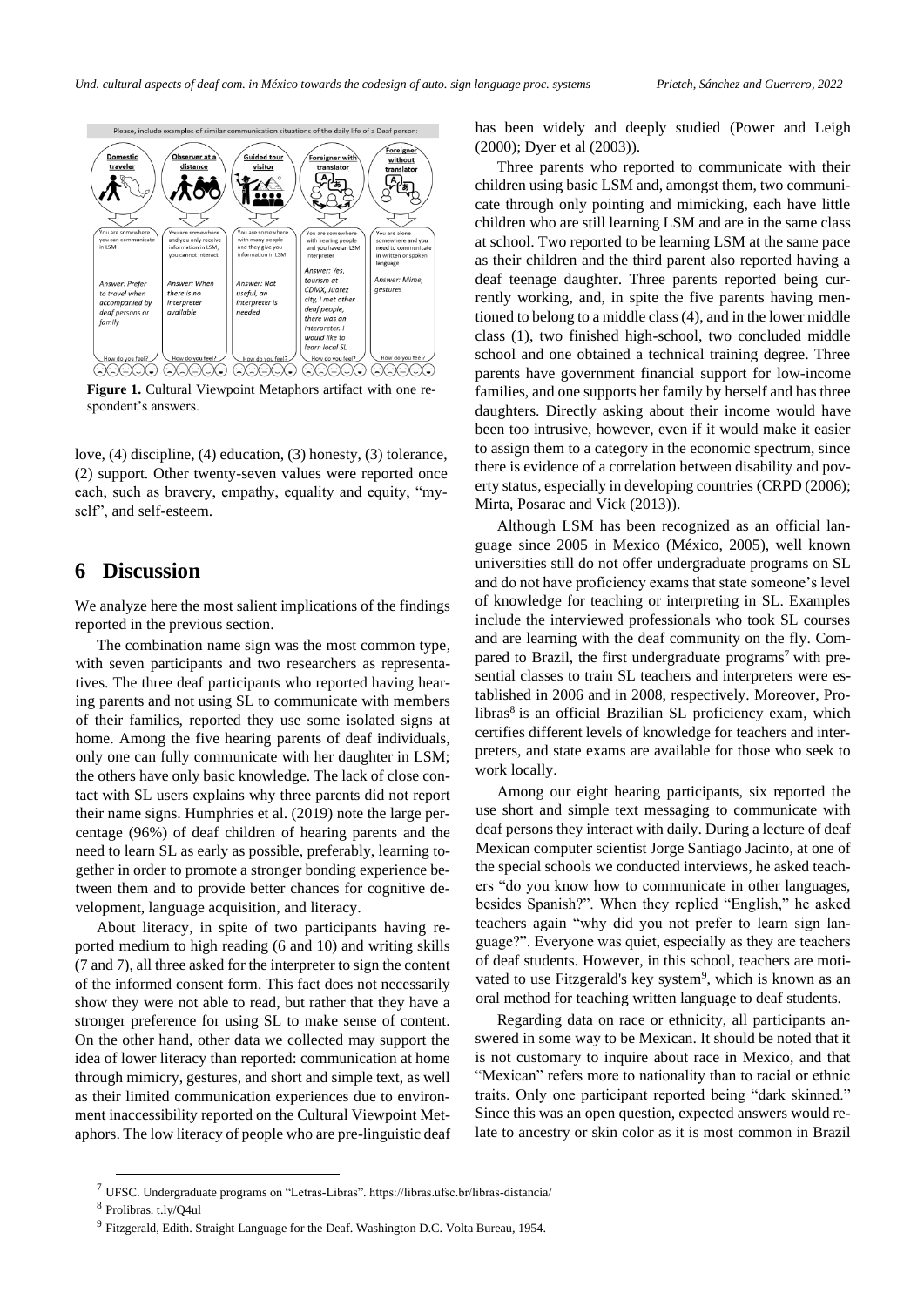Please, include examples of similar communication situations of the daily life of a Deaf person:

| Domestic traveler | Observer at a distance | Guided tour visitor | Foreigner with translator | Foreigner without translator |
|---|---|---|---|---|
| You are somewhere you can communicate in LSM | You are somewhere and you only receive information in LSM, you cannot interact | You are somewhere with many people and they give you information in LSM | You are somewhere with hearing people and you have an LSM interpreter | You are alone somewhere and you need to communicate in written or spoken language |
| *Answer: Prefer to travel when accompanied by deaf persons or family* | *Answer: When there is no interpreter available* | *Answer: Not useful, an interpreter is needed* | *Answer: Yes, tourism at CDMX, Juarez city, I met other deaf people, there was an interpreter. I would like to learn local SL* | *Answer: Mime, gestures* |
| How do you feel? | How do you feel? | How do you feel? | How do you feel? | How do you feel? |

**Figure 1.** Cultural Viewpoint Metaphors artifact with one respondent's answers.

love, (4) discipline, (4) education, (3) honesty, (3) tolerance, (2) support. Other twenty-seven values were reported once each, such as bravery, empathy, equality and equity, "myself", and self-esteem.

# 6 Discussion

We analyze here the most salient implications of the findings reported in the previous section.

The combination name sign was the most common type, with seven participants and two researchers as representatives. The three deaf participants who reported having hearing parents and not using SL to communicate with members of their families, reported they use some isolated signs at home. Among the five hearing parents of deaf individuals, only one can fully communicate with her daughter in LSM; the others have only basic knowledge. The lack of close contact with SL users explains why three parents did not report their name signs. Humphries et al. (2019) note the large percentage (96%) of deaf children of hearing parents and the need to learn SL as early as possible, preferably, learning together in order to promote a stronger bonding experience between them and to provide better chances for cognitive development, language acquisition, and literacy.

About literacy, in spite of two participants having reported medium to high reading (6 and 10) and writing skills (7 and 7), all three asked for the interpreter to sign the content of the informed consent form. This fact does not necessarily show they were not able to read, but rather that they have a stronger preference for using SL to make sense of content. On the other hand, other data we collected may support the idea of lower literacy than reported: communication at home through mimicry, gestures, and short and simple text, as well as their limited communication experiences due to environment inaccessibility reported on the Cultural Viewpoint Metaphors. The low literacy of people who are pre-linguistic deaf has been widely and deeply studied (Power and Leigh (2000); Dyer et al (2003)).

Three parents who reported to communicate with their children using basic LSM and, amongst them, two communicate through only pointing and mimicking, each have little children who are still learning LSM and are in the same class at school. Two reported to be learning LSM at the same pace as their children and the third parent also reported having a deaf teenage daughter. Three parents reported being currently working, and, in spite the five parents having mentioned to belong to a middle class (4), and in the lower middle class (1), two finished high-school, two concluded middle school and one obtained a technical training degree. Three parents have government financial support for low-income families, and one supports her family by herself and has three daughters. Directly asking about their income would have been too intrusive, however, even if it would make it easier to assign them to a category in the economic spectrum, since there is evidence of a correlation between disability and poverty status, especially in developing countries (CRPD (2006); Mirta, Posarac and Vick (2013)).

Although LSM has been recognized as an official language since 2005 in Mexico (México, 2005), well known universities still do not offer undergraduate programs on SL and do not have proficiency exams that state someone's level of knowledge for teaching or interpreting in SL. Examples include the interviewed professionals who took SL courses and are learning with the deaf community on the fly. Compared to Brazil, the first undergraduate programs[7] with presential classes to train SL teachers and interpreters were established in 2006 and in 2008, respectively. Moreover, Prolibras[8] is an official Brazilian SL proficiency exam, which certifies different levels of knowledge for teachers and interpreters, and state exams are available for those who seek to work locally.

Among our eight hearing participants, six reported the use short and simple text messaging to communicate with deaf persons they interact with daily. During a lecture of deaf Mexican computer scientist Jorge Santiago Jacinto, at one of the special schools we conducted interviews, he asked teachers "do you know how to communicate in other languages, besides Spanish?". When they replied "English," he asked teachers again "why did you not prefer to learn sign language?". Everyone was quiet, especially as they are teachers of deaf students. However, in this school, teachers are motivated to use Fitzgerald's key system[9], which is known as an oral method for teaching written language to deaf students.

Regarding data on race or ethnicity, all participants answered in some way to be Mexican. It should be noted that it is not customary to inquire about race in Mexico, and that "Mexican" refers more to nationality than to racial or ethnic traits. Only one participant reported being "dark skinned." Since this was an open question, expected answers would relate to ancestry or skin color as it is most common in Brazil

[7] UFSC. Undergraduate programs on "Letras-Libras". https://libras.ufsc.br/libras-distancia/

[8] Prolibras. t.ly/Q4ul

[9] Fitzgerald, Edith. Straight Language for the Deaf. Washington D.C. Volta Bureau, 1954.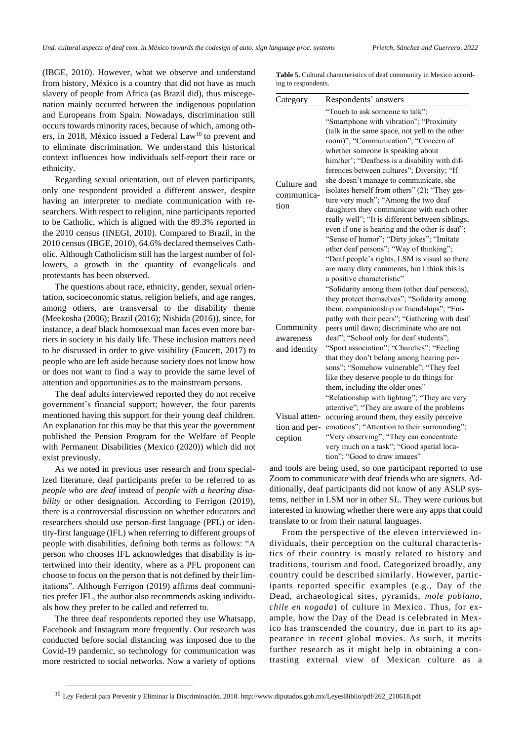(IBGE, 2010). However, what we observe and understand from history, México is a country that did not have as much slavery of people from Africa (as Brazil did), thus miscegenation mainly occurred between the indigenous population and Europeans from Spain. Nowadays, discrimination still occurs towards minority races, because of which, among others, in 2018, México issued a Federal Law[10] to prevent and to eliminate discrimination. We understand this historical context influences how individuals self-report their race or ethnicity.

Regarding sexual orientation, out of eleven participants, only one respondent provided a different answer, despite having an interpreter to mediate communication with researchers. With respect to religion, nine participants reported to be Catholic, which is aligned with the 89.3% reported in the 2010 census (INEGI, 2010). Compared to Brazil, in the 2010 census (IBGE, 2010), 64.6% declared themselves Catholic. Although Catholicism still has the largest number of followers, a growth in the quantity of evangelicals and protestants has been observed.

The questions about race, ethnicity, gender, sexual orientation, socioeconomic status, religion beliefs, and age ranges, among others, are transversal to the disability theme (Meekosha (2006); Brazil (2016); Nishida (2016)), since, for instance, a deaf black homosexual man faces even more barriers in society in his daily life. These inclusion matters need to be discussed in order to give visibility (Faucett, 2017) to people who are left aside because society does not know how or does not want to find a way to provide the same level of attention and opportunities as to the mainstream persons.

The deaf adults interviewed reported they do not receive government's financial support; however, the four parents mentioned having this support for their young deaf children. An explanation for this may be that this year the government published the Pension Program for the Welfare of People with Permanent Disabilities (Mexico (2020)) which did not exist previously.

As we noted in previous user research and from specialized literature, deaf participants prefer to be referred to as *people who are deaf* instead of *people with a hearing disability* or other designation. According to Ferrigon (2019), there is a controversial discussion on whether educators and researchers should use person-first language (PFL) or identity-first language (IFL) when referring to different groups of people with disabilities, defining both terms as follows: "A person who chooses IFL acknowledges that disability is intertwined into their identity, where as a PFL proponent can choose to focus on the person that is not defined by their limitations". Although Ferrigon (2019) affirms deaf communities prefer IFL, the author also recommends asking individuals how they prefer to be called and referred to.

The three deaf respondents reported they use Whatsapp, Facebook and Instagram more frequently. Our research was conducted before social distancing was imposed due to the Covid-19 pandemic, so technology for communication was more restricted to social networks. Now a variety of options and tools are being used, so one participant reported to use Zoom to communicate with deaf friends who are signers. Additionally, deaf participants did not know of any ASLP systems, neither in LSM nor in other SL. They were curious but interested in knowing whether there were any apps that could translate to or from their natural languages.

**Table 5.** Cultural characteristics of deaf community in Mexico according to respondents.

| Category | Respondents' answers |
|---|---|
| Culture and communication | "Touch to ask someone to talk"; "Smartphone with vibration"; "Proximity (talk in the same space, not yell to the other room)"; "Communication"; "Concern of whether someone is speaking about him/her'; "Deafness is a disability with differences between cultures"; Diversity; "If she doesn't manage to communicate, she isolates herself from others" (2); "They gesture very much"; "Among the two deaf daughters they communicate with each other really well"; "It is different between siblings, even if one is hearing and the other is deaf"; "Sense of humor"; "Dirty jokes"; "Imitate other deaf persons"; "Way of thinking"; "Deaf people's rights, LSM is visual so there are many dirty comments, but I think this is a positive characteristic" |
| Community awareness and identity | "Solidarity among them (other deaf persons), they protect themselves"; "Solidarity among them, companionship or friendships"; "Empathy with their peers"; "Gathering with deaf peers until dawn; discriminate who are not deaf"; "School only for deaf students"; "Sport association"; "Churches"; "Feeling that they don't belong among hearing persons"; "Somehow vulnerable"; "They feel like they deserve people to do things for them, including the older ones" |
| Visual attention and perception | "Relationship with lighting"; "They are very attentive"; "They are aware of the problems occuring around them, they easily perceive emotions"; "Attention to their surrounding"; "Very observing"; "They can concentrate very much on a task"; "Good spatial location"; "Good to draw images" |

From the perspective of the eleven interviewed individuals, their perception on the cultural characteristics of their country is mostly related to history and traditions, tourism and food. Categorized broadly, any country could be described similarly. However, participants reported specific examples (e.g., Day of the Dead, archaeological sites, pyramids, *mole poblano*, *chile en nogada*) of culture in Mexico. Thus, for example, how the Day of the Dead is celebrated in Mexico has transcended the country, due in part to its appearance in recent global movies. As such, it merits further research as it might help in obtaining a contrasting external view of Mexican culture as a

[10] Ley Federal para Prevenir y Eliminar la Discriminación. 2018. http://www.diputados.gob.mx/LeyesBiblio/pdf/262_210618.pdf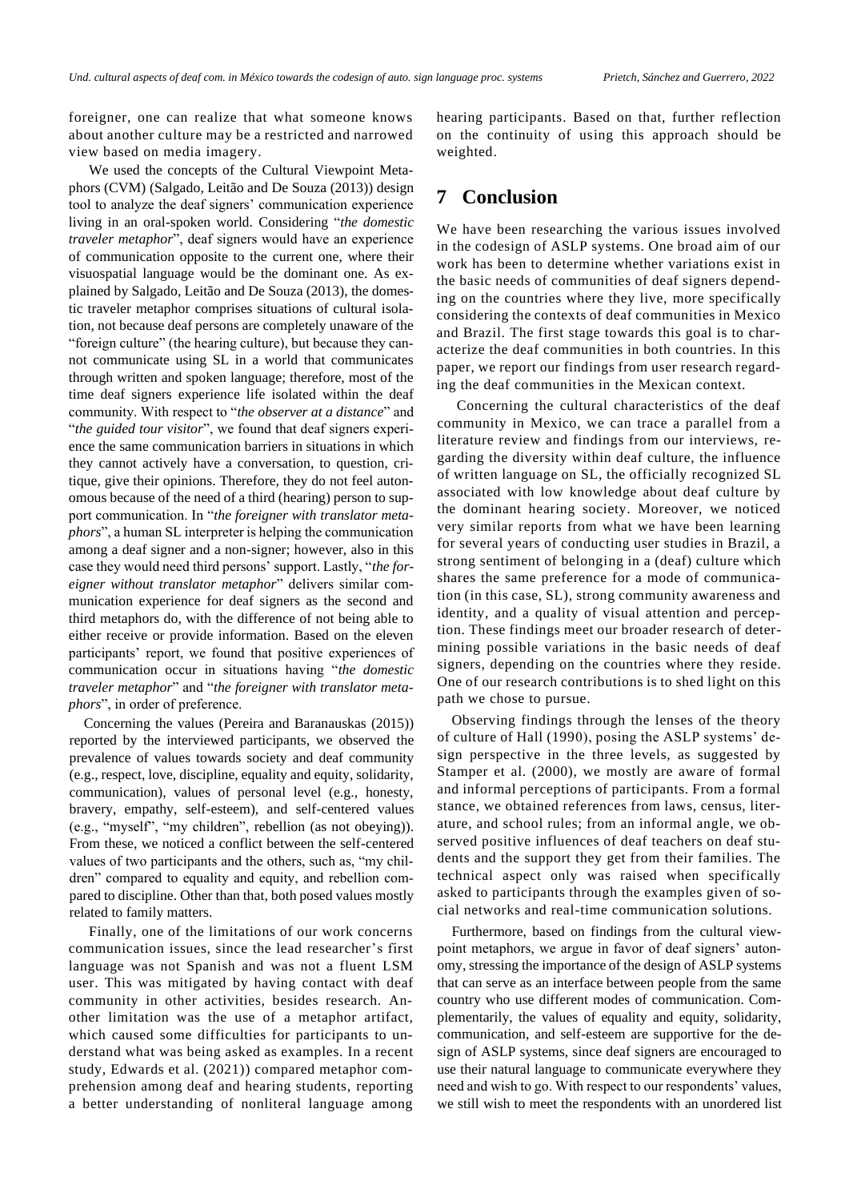foreigner, one can realize that what someone knows about another culture may be a restricted and narrowed view based on media imagery.

We used the concepts of the Cultural Viewpoint Metaphors (CVM) (Salgado, Leitão and De Souza (2013)) design tool to analyze the deaf signers' communication experience living in an oral-spoken world. Considering "*the domestic traveler metaphor*", deaf signers would have an experience of communication opposite to the current one, where their visuospatial language would be the dominant one. As explained by Salgado, Leitão and De Souza (2013), the domestic traveler metaphor comprises situations of cultural isolation, not because deaf persons are completely unaware of the "foreign culture" (the hearing culture), but because they cannot communicate using SL in a world that communicates through written and spoken language; therefore, most of the time deaf signers experience life isolated within the deaf community. With respect to "*the observer at a distance*" and "*the guided tour visitor*", we found that deaf signers experience the same communication barriers in situations in which they cannot actively have a conversation, to question, critique, give their opinions. Therefore, they do not feel autonomous because of the need of a third (hearing) person to support communication. In "*the foreigner with translator metaphors*", a human SL interpreter is helping the communication among a deaf signer and a non-signer; however, also in this case they would need third persons' support. Lastly, "*the foreigner without translator metaphor*" delivers similar communication experience for deaf signers as the second and third metaphors do, with the difference of not being able to either receive or provide information. Based on the eleven participants' report, we found that positive experiences of communication occur in situations having "*the domestic traveler metaphor*" and "*the foreigner with translator metaphors*", in order of preference.

Concerning the values (Pereira and Baranauskas (2015)) reported by the interviewed participants, we observed the prevalence of values towards society and deaf community (e.g., respect, love, discipline, equality and equity, solidarity, communication), values of personal level (e.g., honesty, bravery, empathy, self-esteem), and self-centered values (e.g., "myself", "my children", rebellion (as not obeying)). From these, we noticed a conflict between the self-centered values of two participants and the others, such as, "my children" compared to equality and equity, and rebellion compared to discipline. Other than that, both posed values mostly related to family matters.

Finally, one of the limitations of our work concerns communication issues, since the lead researcher's first language was not Spanish and was not a fluent LSM user. This was mitigated by having contact with deaf community in other activities, besides research. Another limitation was the use of a metaphor artifact, which caused some difficulties for participants to understand what was being asked as examples. In a recent study, Edwards et al. (2021)) compared metaphor comprehension among deaf and hearing students, reporting a better understanding of nonliteral language among hearing participants. Based on that, further reflection on the continuity of using this approach should be weighted.

# 7 Conclusion

We have been researching the various issues involved in the codesign of ASLP systems. One broad aim of our work has been to determine whether variations exist in the basic needs of communities of deaf signers depending on the countries where they live, more specifically considering the contexts of deaf communities in Mexico and Brazil. The first stage towards this goal is to characterize the deaf communities in both countries. In this paper, we report our findings from user research regarding the deaf communities in the Mexican context.

Concerning the cultural characteristics of the deaf community in Mexico, we can trace a parallel from a literature review and findings from our interviews, regarding the diversity within deaf culture, the influence of written language on SL, the officially recognized SL associated with low knowledge about deaf culture by the dominant hearing society. Moreover, we noticed very similar reports from what we have been learning for several years of conducting user studies in Brazil, a strong sentiment of belonging in a (deaf) culture which shares the same preference for a mode of communication (in this case, SL), strong community awareness and identity, and a quality of visual attention and perception. These findings meet our broader research of determining possible variations in the basic needs of deaf signers, depending on the countries where they reside. One of our research contributions is to shed light on this path we chose to pursue.

Observing findings through the lenses of the theory of culture of Hall (1990), posing the ASLP systems' design perspective in the three levels, as suggested by Stamper et al. (2000), we mostly are aware of formal and informal perceptions of participants. From a formal stance, we obtained references from laws, census, literature, and school rules; from an informal angle, we observed positive influences of deaf teachers on deaf students and the support they get from their families. The technical aspect only was raised when specifically asked to participants through the examples given of social networks and real-time communication solutions.

Furthermore, based on findings from the cultural viewpoint metaphors, we argue in favor of deaf signers' autonomy, stressing the importance of the design of ASLP systems that can serve as an interface between people from the same country who use different modes of communication. Complementarily, the values of equality and equity, solidarity, communication, and self-esteem are supportive for the design of ASLP systems, since deaf signers are encouraged to use their natural language to communicate everywhere they need and wish to go. With respect to our respondents' values, we still wish to meet the respondents with an unordered list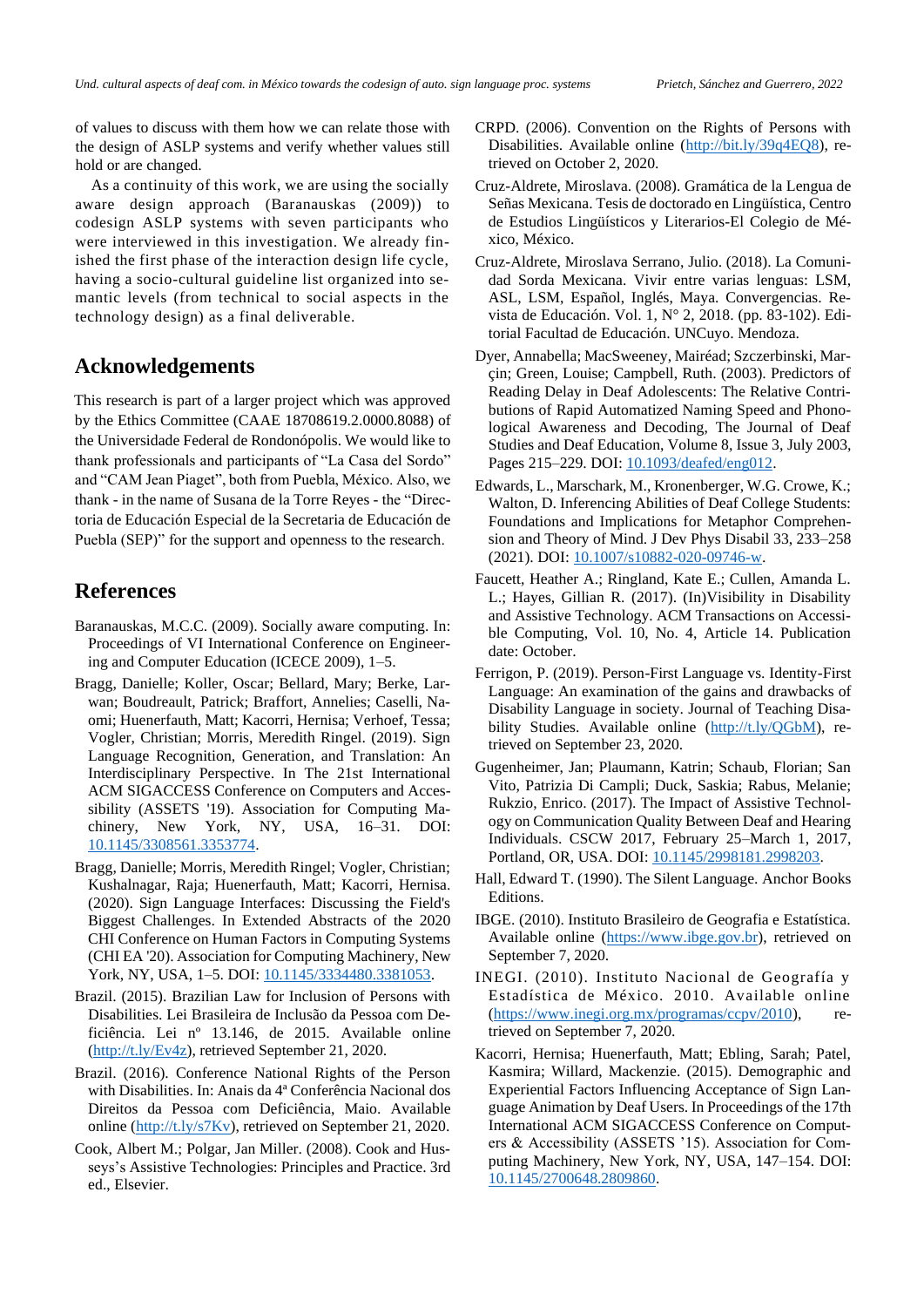of values to discuss with them how we can relate those with the design of ASLP systems and verify whether values still hold or are changed.

As a continuity of this work, we are using the socially aware design approach (Baranauskas (2009)) to codesign ASLP systems with seven participants who were interviewed in this investigation. We already finished the first phase of the interaction design life cycle, having a socio-cultural guideline list organized into semantic levels (from technical to social aspects in the technology design) as a final deliverable.

## Acknowledgements

This research is part of a larger project which was approved by the Ethics Committee (CAAE 18708619.2.0000.8088) of the Universidade Federal de Rondonópolis. We would like to thank professionals and participants of "La Casa del Sordo" and "CAM Jean Piaget", both from Puebla, México. Also, we thank - in the name of Susana de la Torre Reyes - the "Directoria de Educación Especial de la Secretaria de Educación de Puebla (SEP)" for the support and openness to the research.

## References

Baranauskas, M.C.C. (2009). Socially aware computing. In: Proceedings of VI International Conference on Engineering and Computer Education (ICECE 2009), 1–5.

Bragg, Danielle; Koller, Oscar; Bellard, Mary; Berke, Larwan; Boudreault, Patrick; Braffort, Annelies; Caselli, Naomi; Huenerfauth, Matt; Kacorri, Hernisa; Verhoef, Tessa; Vogler, Christian; Morris, Meredith Ringel. (2019). Sign Language Recognition, Generation, and Translation: An Interdisciplinary Perspective. In The 21st International ACM SIGACCESS Conference on Computers and Accessibility (ASSETS '19). Association for Computing Machinery, New York, NY, USA, 16–31. DOI: 10.1145/3308561.3353774.

Bragg, Danielle; Morris, Meredith Ringel; Vogler, Christian; Kushalnagar, Raja; Huenerfauth, Matt; Kacorri, Hernisa. (2020). Sign Language Interfaces: Discussing the Field's Biggest Challenges. In Extended Abstracts of the 2020 CHI Conference on Human Factors in Computing Systems (CHI EA '20). Association for Computing Machinery, New York, NY, USA, 1–5. DOI: 10.1145/3334480.3381053.

Brazil. (2015). Brazilian Law for Inclusion of Persons with Disabilities. Lei Brasileira de Inclusão da Pessoa com Deficiência. Lei nº 13.146, de 2015. Available online (http://t.ly/Ev4z), retrieved September 21, 2020.

Brazil. (2016). Conference National Rights of the Person with Disabilities. In: Anais da 4ª Conferência Nacional dos Direitos da Pessoa com Deficiência, Maio. Available online (http://t.ly/s7Kv), retrieved on September 21, 2020.

Cook, Albert M.; Polgar, Jan Miller. (2008). Cook and Husseys's Assistive Technologies: Principles and Practice. 3rd ed., Elsevier.

CRPD. (2006). Convention on the Rights of Persons with Disabilities. Available online (http://bit.ly/39q4EQ8), retrieved on October 2, 2020.

Cruz-Aldrete, Miroslava. (2008). Gramática de la Lengua de Señas Mexicana. Tesis de doctorado en Lingüística, Centro de Estudios Lingüísticos y Literarios-El Colegio de México, México.

Cruz-Aldrete, Miroslava Serrano, Julio. (2018). La Comunidad Sorda Mexicana. Vivir entre varias lenguas: LSM, ASL, LSM, Español, Inglés, Maya. Convergencias. Revista de Educación. Vol. 1, N° 2, 2018. (pp. 83-102). Editorial Facultad de Educación. UNCuyo. Mendoza.

Dyer, Annabella; MacSweeney, Mairéad; Szczerbinski, Marçin; Green, Louise; Campbell, Ruth. (2003). Predictors of Reading Delay in Deaf Adolescents: The Relative Contributions of Rapid Automatized Naming Speed and Phonological Awareness and Decoding, The Journal of Deaf Studies and Deaf Education, Volume 8, Issue 3, July 2003, Pages 215–229. DOI: 10.1093/deafed/eng012.

Edwards, L., Marschark, M., Kronenberger, W.G. Crowe, K.; Walton, D. Inferencing Abilities of Deaf College Students: Foundations and Implications for Metaphor Comprehension and Theory of Mind. J Dev Phys Disabil 33, 233–258 (2021). DOI: 10.1007/s10882-020-09746-w.

Faucett, Heather A.; Ringland, Kate E.; Cullen, Amanda L. L.; Hayes, Gillian R. (2017). (In)Visibility in Disability and Assistive Technology. ACM Transactions on Accessible Computing, Vol. 10, No. 4, Article 14. Publication date: October.

Ferrigon, P. (2019). Person-First Language vs. Identity-First Language: An examination of the gains and drawbacks of Disability Language in society. Journal of Teaching Disability Studies. Available online (http://t.ly/QGbM), retrieved on September 23, 2020.

Gugenheimer, Jan; Plaumann, Katrin; Schaub, Florian; San Vito, Patrizia Di Campli; Duck, Saskia; Rabus, Melanie; Rukzio, Enrico. (2017). The Impact of Assistive Technology on Communication Quality Between Deaf and Hearing Individuals. CSCW 2017, February 25–March 1, 2017, Portland, OR, USA. DOI: 10.1145/2998181.2998203.

Hall, Edward T. (1990). The Silent Language. Anchor Books Editions.

IBGE. (2010). Instituto Brasileiro de Geografia e Estatística. Available online (https://www.ibge.gov.br), retrieved on September 7, 2020.

INEGI. (2010). Instituto Nacional de Geografía y Estadística de México. 2010. Available online (https://www.inegi.org.mx/programas/ccpv/2010), retrieved on September 7, 2020.

Kacorri, Hernisa; Huenerfauth, Matt; Ebling, Sarah; Patel, Kasmira; Willard, Mackenzie. (2015). Demographic and Experiential Factors Influencing Acceptance of Sign Language Animation by Deaf Users. In Proceedings of the 17th International ACM SIGACCESS Conference on Computers & Accessibility (ASSETS '15). Association for Computing Machinery, New York, NY, USA, 147–154. DOI: 10.1145/2700648.2809860.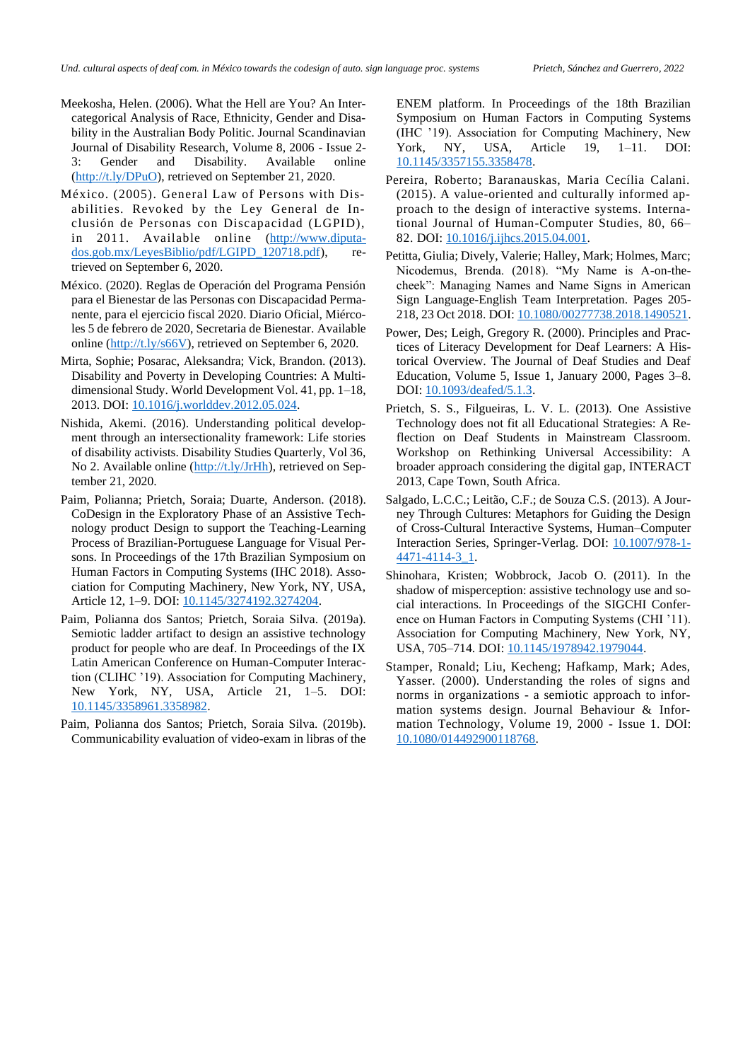Meekosha, Helen. (2006). What the Hell are You? An Intercategorical Analysis of Race, Ethnicity, Gender and Disability in the Australian Body Politic. Journal Scandinavian Journal of Disability Research, Volume 8, 2006 - Issue 2-3: Gender and Disability. Available online (http://t.ly/DPuO), retrieved on September 21, 2020.

México. (2005). General Law of Persons with Disabilities. Revoked by the Ley General de Inclusión de Personas con Discapacidad (LGPID), in 2011. Available online (http://www.diputados.gob.mx/LeyesBiblio/pdf/LGIPD_120718.pdf), retrieved on September 6, 2020.

México. (2020). Reglas de Operación del Programa Pensión para el Bienestar de las Personas con Discapacidad Permanente, para el ejercicio fiscal 2020. Diario Oficial, Miércoles 5 de febrero de 2020, Secretaria de Bienestar. Available online (http://t.ly/s66V), retrieved on September 6, 2020.

Mirta, Sophie; Posarac, Aleksandra; Vick, Brandon. (2013). Disability and Poverty in Developing Countries: A Multidimensional Study. World Development Vol. 41, pp. 1–18, 2013. DOI: 10.1016/j.worlddev.2012.05.024.

Nishida, Akemi. (2016). Understanding political development through an intersectionality framework: Life stories of disability activists. Disability Studies Quarterly, Vol 36, No 2. Available online (http://t.ly/JrHh), retrieved on September 21, 2020.

Paim, Polianna; Prietch, Soraia; Duarte, Anderson. (2018). CoDesign in the Exploratory Phase of an Assistive Technology product Design to support the Teaching-Learning Process of Brazilian-Portuguese Language for Visual Persons. In Proceedings of the 17th Brazilian Symposium on Human Factors in Computing Systems (IHC 2018). Association for Computing Machinery, New York, NY, USA, Article 12, 1–9. DOI: 10.1145/3274192.3274204.

Paim, Polianna dos Santos; Prietch, Soraia Silva. (2019a). Semiotic ladder artifact to design an assistive technology product for people who are deaf. In Proceedings of the IX Latin American Conference on Human-Computer Interaction (CLIHC '19). Association for Computing Machinery, New York, NY, USA, Article 21, 1–5. DOI: 10.1145/3358961.3358982.

Paim, Polianna dos Santos; Prietch, Soraia Silva. (2019b). Communicability evaluation of video-exam in libras of the ENEM platform. In Proceedings of the 18th Brazilian Symposium on Human Factors in Computing Systems (IHC '19). Association for Computing Machinery, New York, NY, USA, Article 19, 1–11. DOI: 10.1145/3357155.3358478.

Pereira, Roberto; Baranauskas, Maria Cecília Calani. (2015). A value-oriented and culturally informed approach to the design of interactive systems. International Journal of Human-Computer Studies, 80, 66–82. DOI: 10.1016/j.ijhcs.2015.04.001.

Petitta, Giulia; Dively, Valerie; Halley, Mark; Holmes, Marc; Nicodemus, Brenda. (2018). "My Name is A-on-the-cheek": Managing Names and Name Signs in American Sign Language-English Team Interpretation. Pages 205-218, 23 Oct 2018. DOI: 10.1080/00277738.2018.1490521.

Power, Des; Leigh, Gregory R. (2000). Principles and Practices of Literacy Development for Deaf Learners: A Historical Overview. The Journal of Deaf Studies and Deaf Education, Volume 5, Issue 1, January 2000, Pages 3–8. DOI: 10.1093/deafed/5.1.3.

Prietch, S. S., Filgueiras, L. V. L. (2013). One Assistive Technology does not fit all Educational Strategies: A Reflection on Deaf Students in Mainstream Classroom. Workshop on Rethinking Universal Accessibility: A broader approach considering the digital gap, INTERACT 2013, Cape Town, South Africa.

Salgado, L.C.C.; Leitão, C.F.; de Souza C.S. (2013). A Journey Through Cultures: Metaphors for Guiding the Design of Cross-Cultural Interactive Systems, Human–Computer Interaction Series, Springer-Verlag. DOI: 10.1007/978-1-4471-4114-3_1.

Shinohara, Kristen; Wobbrock, Jacob O. (2011). In the shadow of misperception: assistive technology use and social interactions. In Proceedings of the SIGCHI Conference on Human Factors in Computing Systems (CHI '11). Association for Computing Machinery, New York, NY, USA, 705–714. DOI: 10.1145/1978942.1979044.

Stamper, Ronald; Liu, Kecheng; Hafkamp, Mark; Ades, Yasser. (2000). Understanding the roles of signs and norms in organizations - a semiotic approach to information systems design. Journal Behaviour & Information Technology, Volume 19, 2000 - Issue 1. DOI: 10.1080/014492900118768.